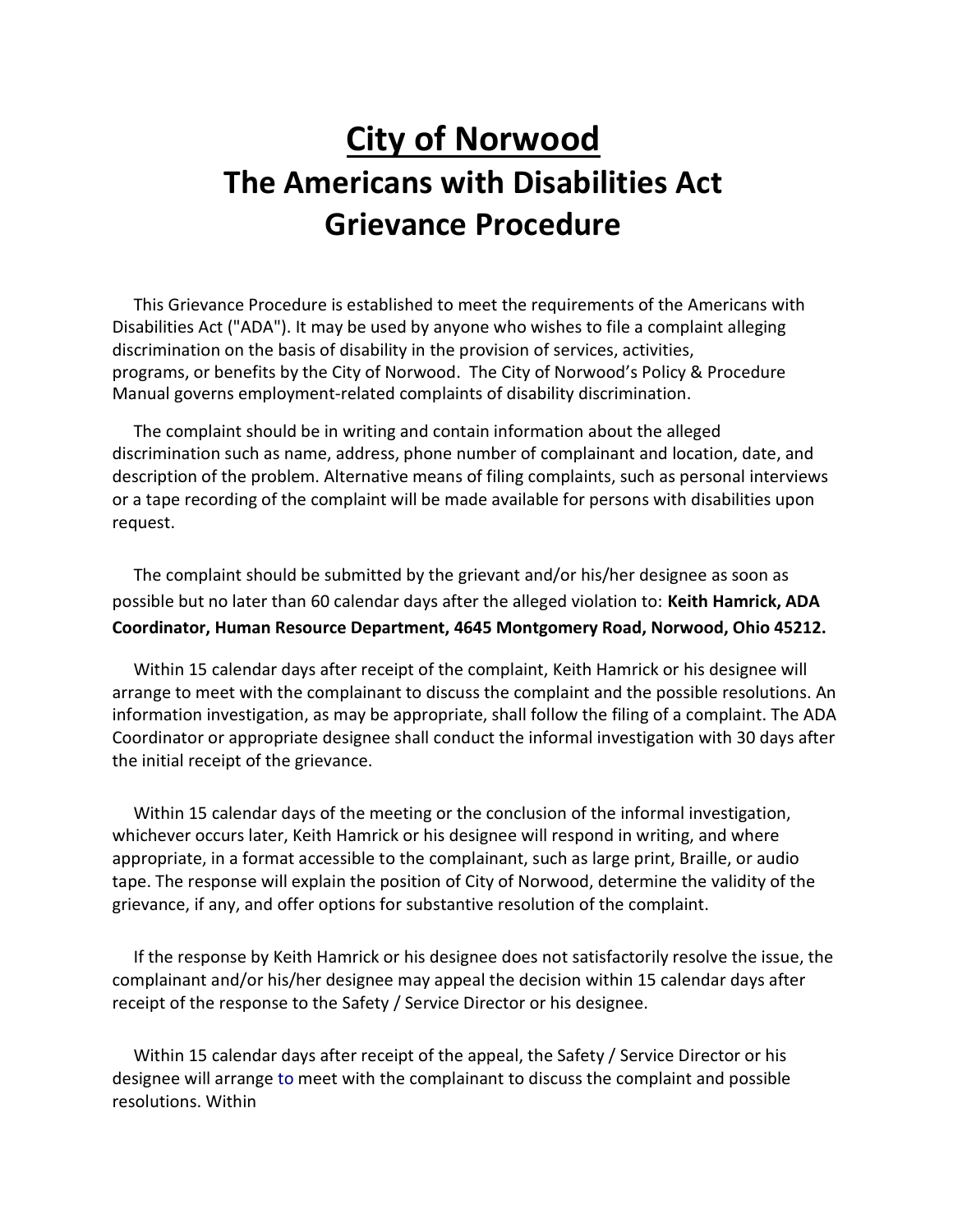# City of Norwood

## The Americans with Disabilities Act Grievance Procedure

This Grievance Procedure is established to meet the requirements of the Americans with Disabilities Act ("ADA"). It may be used by anyone who wishes to file a complaint alleging discrimination on the basis of disability in the provision of services, activities, programs, or benefits by the City of Norwood. The City of Norwood's Policy & Procedure Manual governs employment-related complaints of disability discrimination.

The complaint should be in writing and contain information about the alleged discrimination such as name, address, phone number of complainant and location, date, and description of the problem. Alternative means of filing complaints, such as personal interviews or a tape recording of the complaint will be made available for persons with disabilities upon request.

The complaint should be submitted by the grievant and/or his/her designee as soon as possible but no later than 60 calendar days after the alleged violation to: **Keith Hamrick, ADA Coordinator, Human Resource Department, 4645 Montgomery Road, Norwood, Ohio 45212.**

Within 15 calendar days after receipt of the complaint, Keith Hamrick or his designee will arrange to meet with the complainant to discuss the complaint and the possible resolutions. An information investigation, as may be appropriate, shall follow the filing of a complaint. The ADA Coordinator or appropriate designee shall conduct the informal investigation with 30 days after the initial receipt of the grievance.

Within 15 calendar days of the meeting or the conclusion of the informal investigation, whichever occurs later, Keith Hamrick or his designee will respond in writing, and where appropriate, in a format accessible to the complainant, such as large print, Braille, or audio tape. The response will explain the position of City of Norwood, determine the validity of the grievance, if any, and offer options for substantive resolution of the complaint.

If the response by Keith Hamrick or his designee does not satisfactorily resolve the issue, the complainant and/or his/her designee may appeal the decision within 15 calendar days after receipt of the response to the Safety / Service Director or his designee.

Within 15 calendar days after receipt of the appeal, the Safety / Service Director or his designee will arrange to meet with the complainant to discuss the complaint and possible resolutions. Within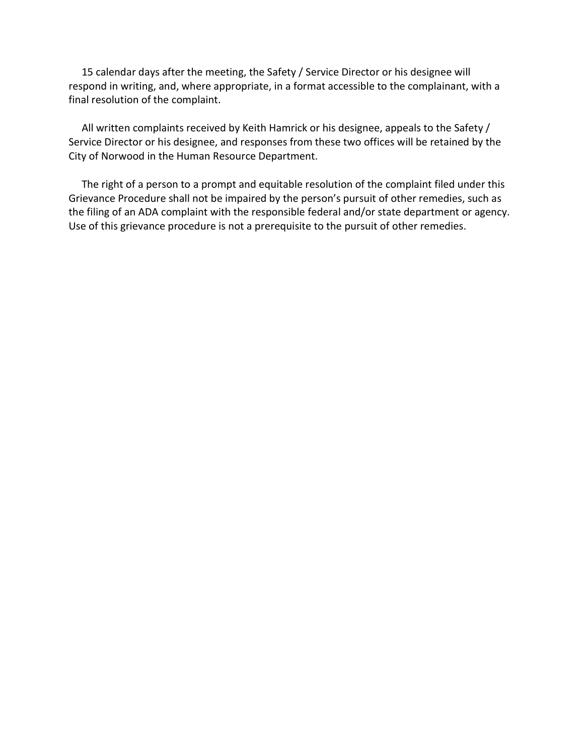15 calendar days after the meeting, the Safety / Service Director or his designee will respond in writing, and, where appropriate, in a format accessible to the complainant, with a final resolution of the complaint.

All written complaints received by Keith Hamrick or his designee, appeals to the Safety / Service Director or his designee, and responses from these two offices will be retained by the City of Norwood in the Human Resource Department.

The right of a person to a prompt and equitable resolution of the complaint filed under this Grievance Procedure shall not be impaired by the person's pursuit of other remedies, such as the filing of an ADA complaint with the responsible federal and/or state department or agency. Use of this grievance procedure is not a prerequisite to the pursuit of other remedies.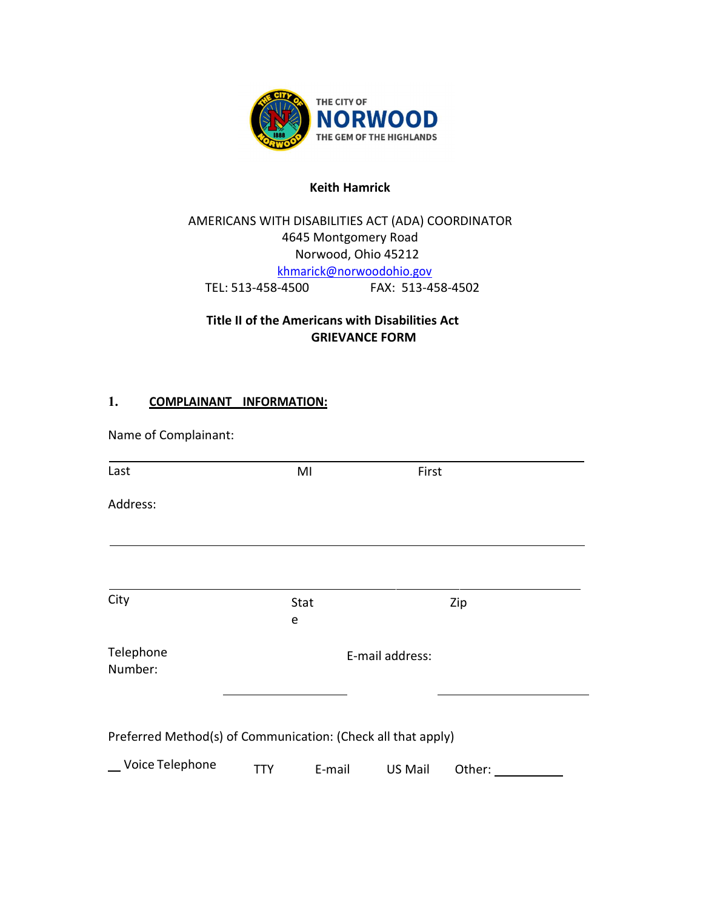THE CITY OF
**NORWOOD**
THE GEM OF THE HIGHLANDS

**Keith Hamrick**

AMERICANS WITH DISABILITIES ACT (ADA) COORDINATOR
4645 Montgomery Road
Norwood, Ohio 45212
khmarick@norwoodohio.gov
TEL: 513-458-4500 FAX: 513-458-4502

**Title II of the Americans with Disabilities Act**
**GRIEVANCE FORM**

**1. COMPLAINANT INFORMATION:**

Name of Complainant:

______________________________________________

Last MI First

Address:

______________________________________________

______________________________________________

City State Zip

Telephone Number: ____________________ E-mail address: ____________________

Preferred Method(s) of Communication: (Check all that apply)

__ Voice Telephone TTY E-mail US Mail Other: __________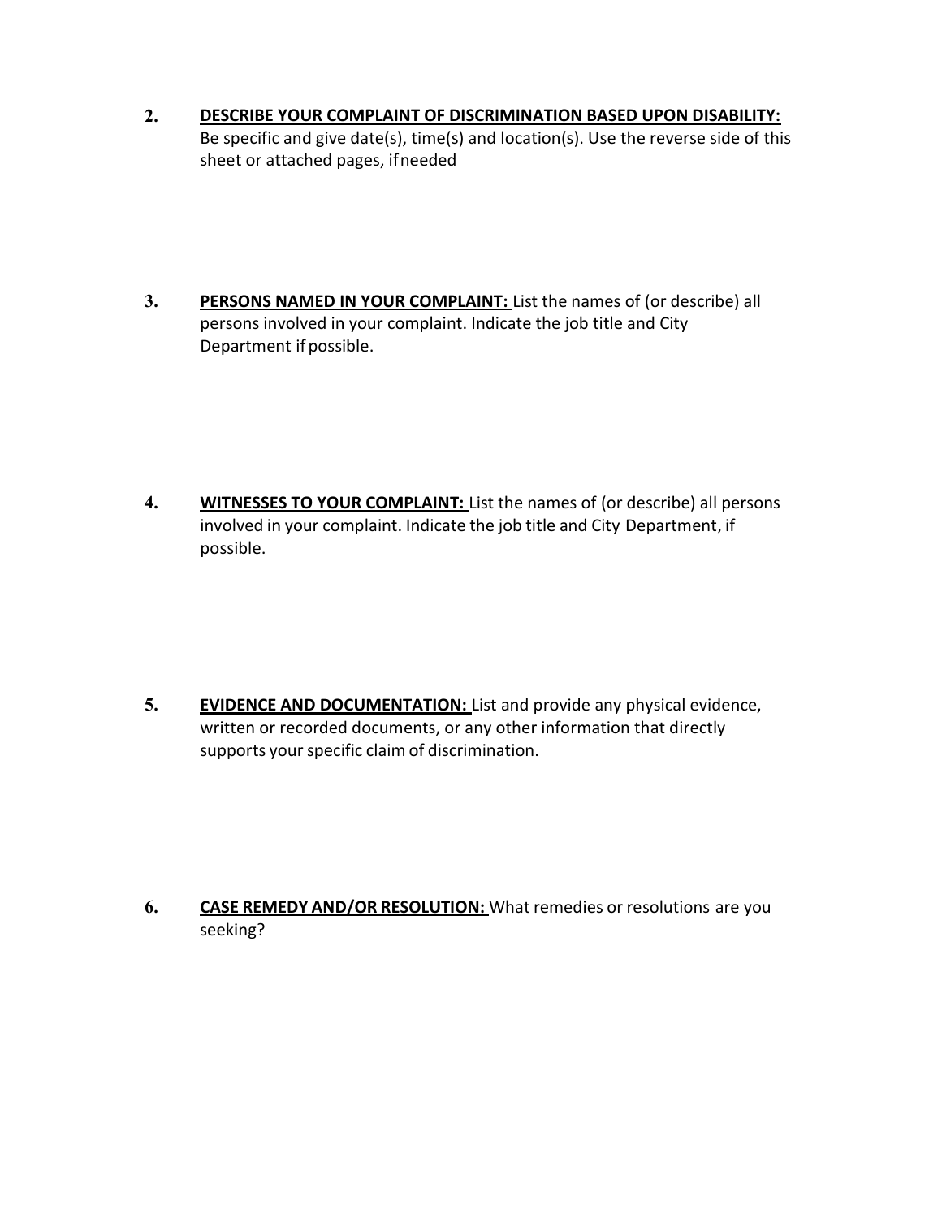2. **DESCRIBE YOUR COMPLAINT OF DISCRIMINATION BASED UPON DISABILITY:** Be specific and give date(s), time(s) and location(s). Use the reverse side of this sheet or attached pages, if needed

3. **PERSONS NAMED IN YOUR COMPLAINT:** List the names of (or describe) all persons involved in your complaint. Indicate the job title and City Department if possible.

4. **WITNESSES TO YOUR COMPLAINT:** List the names of (or describe) all persons involved in your complaint. Indicate the job title and City Department, if possible.

5. **EVIDENCE AND DOCUMENTATION:** List and provide any physical evidence, written or recorded documents, or any other information that directly supports your specific claim of discrimination.

6. **CASE REMEDY AND/OR RESOLUTION:** What remedies or resolutions are you seeking?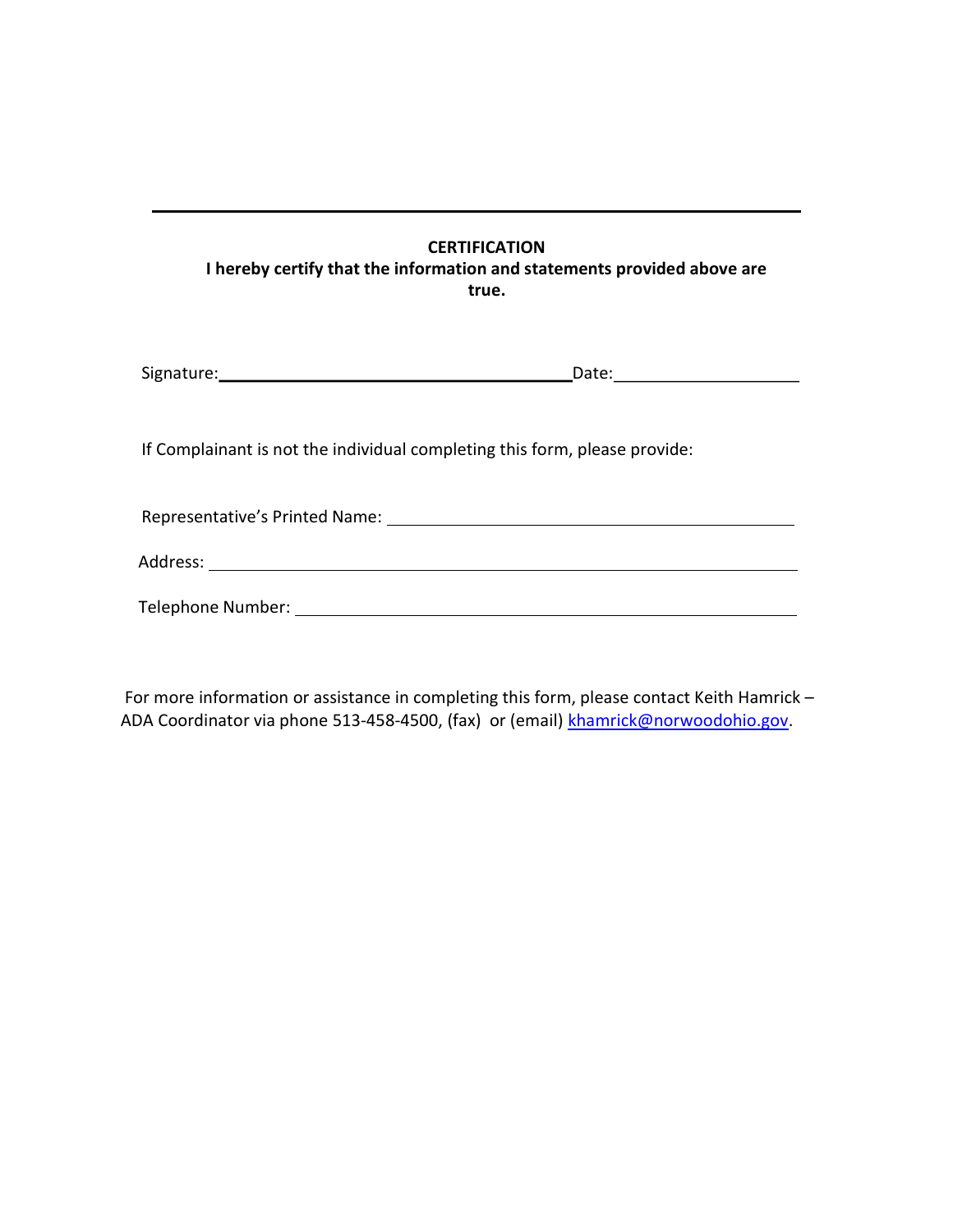---

**CERTIFICATION**

**I hereby certify that the information and statements provided above are true.**

Signature:_______________________________________ Date:____________________

If Complainant is not the individual completing this form, please provide:

Representative's Printed Name: ______________________________________________

Address: _________________________________________________________________

Telephone Number: ________________________________________________________

For more information or assistance in completing this form, please contact Keith Hamrick – ADA Coordinator via phone 513-458-4500, (fax) or (email) khamrick@norwoodohio.gov.